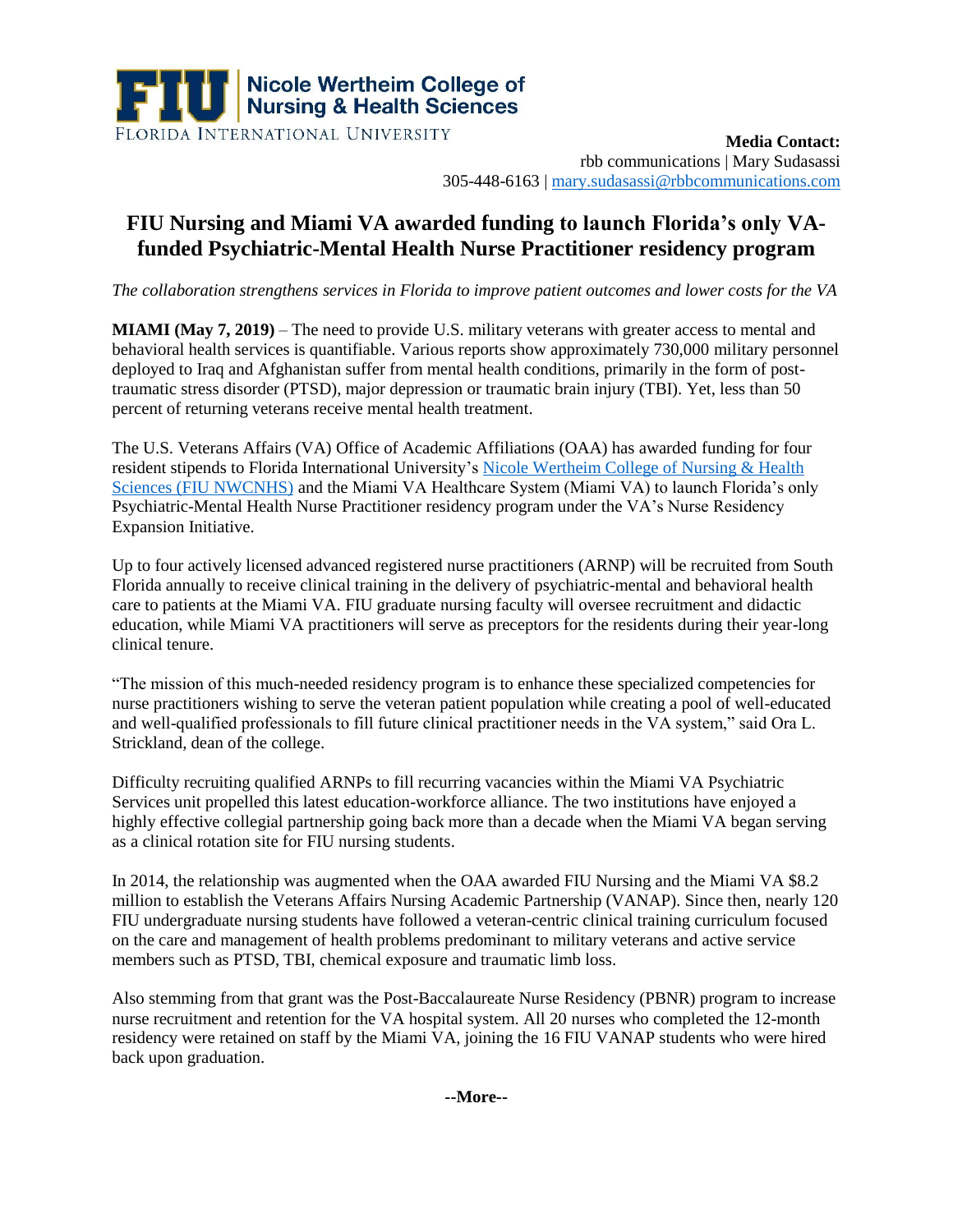**FIU** | **Nicole Wertheim College of Nursing & Health Sciences**

FLORIDA INTERNATIONAL UNIVERSITY

**Media Contact:**
rbb communications | Mary Sudasassi
305-448-6163 | [mary.sudasassi@rbbcommunications.com](mailto:mary.sudasassi@rbbcommunications.com)

# FIU Nursing and Miami VA awarded funding to launch Florida's only VA-funded Psychiatric-Mental Health Nurse Practitioner residency program

*The collaboration strengthens services in Florida to improve patient outcomes and lower costs for the VA*

**MIAMI (May 7, 2019)** – The need to provide U.S. military veterans with greater access to mental and behavioral health services is quantifiable. Various reports show approximately 730,000 military personnel deployed to Iraq and Afghanistan suffer from mental health conditions, primarily in the form of post-traumatic stress disorder (PTSD), major depression or traumatic brain injury (TBI). Yet, less than 50 percent of returning veterans receive mental health treatment.

The U.S. Veterans Affairs (VA) Office of Academic Affiliations (OAA) has awarded funding for four resident stipends to Florida International University's [Nicole Wertheim College of Nursing & Health Sciences (FIU NWCNHS)](#) and the Miami VA Healthcare System (Miami VA) to launch Florida's only Psychiatric-Mental Health Nurse Practitioner residency program under the VA's Nurse Residency Expansion Initiative.

Up to four actively licensed advanced registered nurse practitioners (ARNP) will be recruited from South Florida annually to receive clinical training in the delivery of psychiatric-mental and behavioral health care to patients at the Miami VA. FIU graduate nursing faculty will oversee recruitment and didactic education, while Miami VA practitioners will serve as preceptors for the residents during their year-long clinical tenure.

"The mission of this much-needed residency program is to enhance these specialized competencies for nurse practitioners wishing to serve the veteran patient population while creating a pool of well-educated and well-qualified professionals to fill future clinical practitioner needs in the VA system," said Ora L. Strickland, dean of the college.

Difficulty recruiting qualified ARNPs to fill recurring vacancies within the Miami VA Psychiatric Services unit propelled this latest education-workforce alliance. The two institutions have enjoyed a highly effective collegial partnership going back more than a decade when the Miami VA began serving as a clinical rotation site for FIU nursing students.

In 2014, the relationship was augmented when the OAA awarded FIU Nursing and the Miami VA $8.2 million to establish the Veterans Affairs Nursing Academic Partnership (VANAP). Since then, nearly 120 FIU undergraduate nursing students have followed a veteran-centric clinical training curriculum focused on the care and management of health problems predominant to military veterans and active service members such as PTSD, TBI, chemical exposure and traumatic limb loss.

Also stemming from that grant was the Post-Baccalaureate Nurse Residency (PBNR) program to increase nurse recruitment and retention for the VA hospital system. All 20 nurses who completed the 12-month residency were retained on staff by the Miami VA, joining the 16 FIU VANAP students who were hired back upon graduation.

**--More--**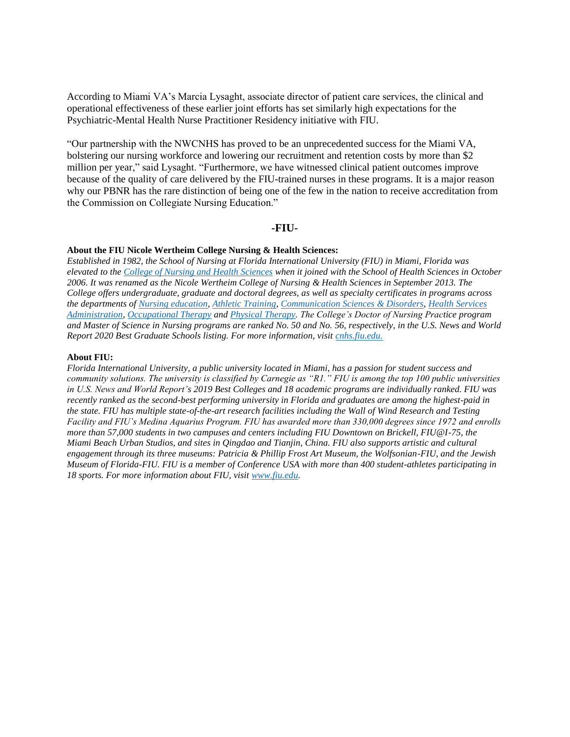According to Miami VA's Marcia Lysaght, associate director of patient care services, the clinical and operational effectiveness of these earlier joint efforts has set similarly high expectations for the Psychiatric-Mental Health Nurse Practitioner Residency initiative with FIU.

"Our partnership with the NWCNHS has proved to be an unprecedented success for the Miami VA, bolstering our nursing workforce and lowering our recruitment and retention costs by more than $2 million per year," said Lysaght. "Furthermore, we have witnessed clinical patient outcomes improve because of the quality of care delivered by the FIU-trained nurses in these programs. It is a major reason why our PBNR has the rare distinction of being one of the few in the nation to receive accreditation from the Commission on Collegiate Nursing Education."

**-FIU-**

**About the FIU Nicole Wertheim College Nursing & Health Sciences:**

*Established in 1982, the School of Nursing at Florida International University (FIU) in Miami, Florida was elevated to the [College of Nursing and Health Sciences] when it joined with the School of Health Sciences in October 2006. It was renamed as the Nicole Wertheim College of Nursing & Health Sciences in September 2013. The College offers undergraduate, graduate and doctoral degrees, as well as specialty certificates in programs across the departments of [Nursing education], [Athletic Training], [Communication Sciences & Disorders], [Health Services Administration], [Occupational Therapy] and [Physical Therapy]. The College's Doctor of Nursing Practice program and Master of Science in Nursing programs are ranked No. 50 and No. 56, respectively, in the U.S. News and World Report 2020 Best Graduate Schools listing. For more information, visit cnhs.fiu.edu.*

**About FIU:**

*Florida International University, a public university located in Miami, has a passion for student success and community solutions. The university is classified by Carnegie as "R1." FIU is among the top 100 public universities in U.S. News and World Report's 2019 Best Colleges and 18 academic programs are individually ranked. FIU was recently ranked as the second-best performing university in Florida and graduates are among the highest-paid in the state. FIU has multiple state-of-the-art research facilities including the Wall of Wind Research and Testing Facility and FIU's Medina Aquarius Program. FIU has awarded more than 330,000 degrees since 1972 and enrolls more than 57,000 students in two campuses and centers including FIU Downtown on Brickell, FIU@I-75, the Miami Beach Urban Studios, and sites in Qingdao and Tianjin, China. FIU also supports artistic and cultural engagement through its three museums: Patricia & Phillip Frost Art Museum, the Wolfsonian-FIU, and the Jewish Museum of Florida-FIU. FIU is a member of Conference USA with more than 400 student-athletes participating in 18 sports. For more information about FIU, visit www.fiu.edu.*